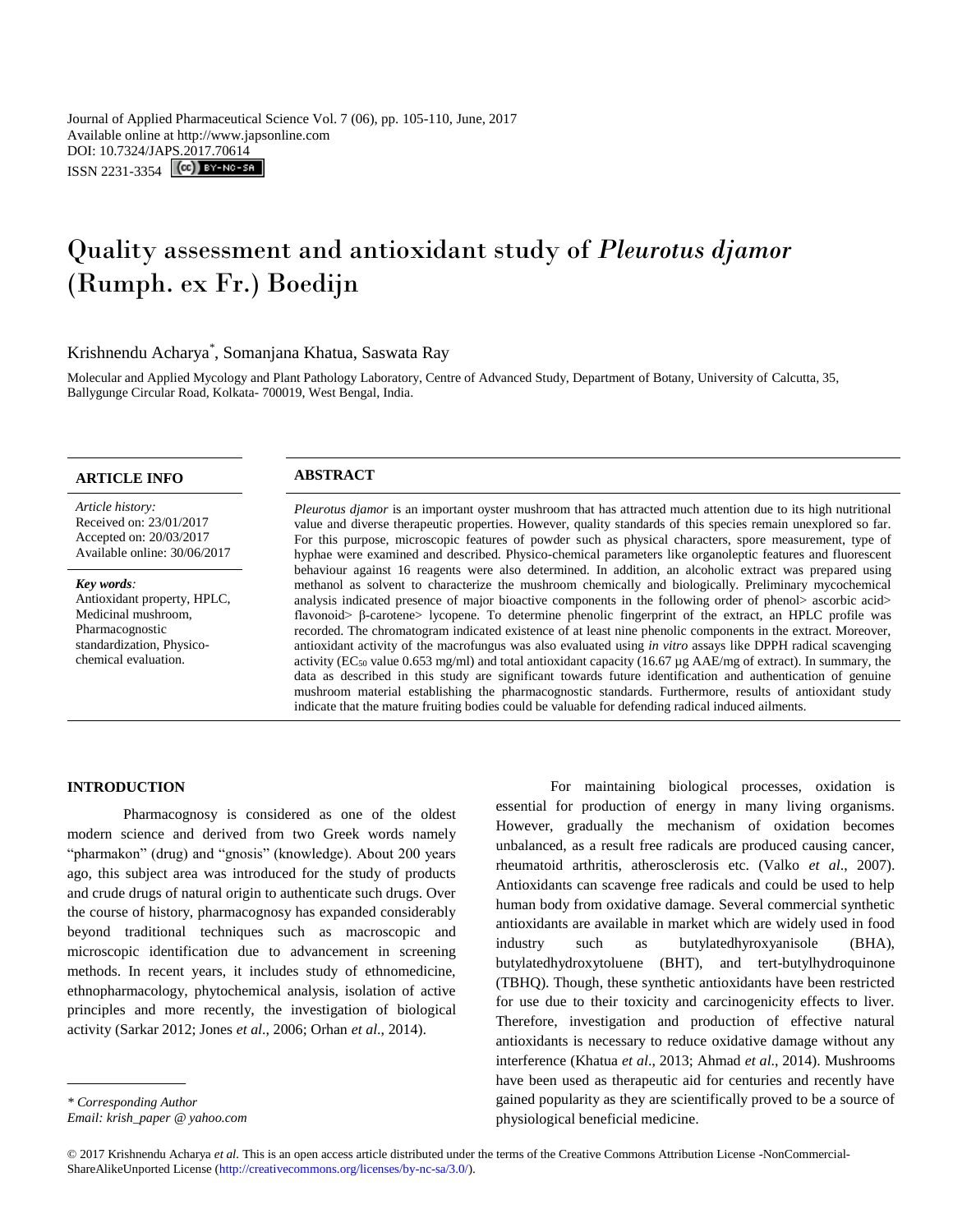Journal of Applied Pharmaceutical Science Vol. 7 (06), pp. 105-110, June, 2017
Available online at http://www.japsonline.com
DOI: 10.7324/JAPS.2017.70614
ISSN 2231-3354

# Quality assessment and antioxidant study of *Pleurotus djamor* (Rumph. ex Fr.) Boedijn

Krishnendu Acharya*, Somanjana Khatua, Saswata Ray

Molecular and Applied Mycology and Plant Pathology Laboratory, Centre of Advanced Study, Department of Botany, University of Calcutta, 35, Ballygunge Circular Road, Kolkata- 700019, West Bengal, India.

## ARTICLE INFO

*Article history:*
Received on: 23/01/2017
Accepted on: 20/03/2017
Available online: 30/06/2017

*Key words:*
Antioxidant property, HPLC, Medicinal mushroom, Pharmacognostic standardization, Physico-chemical evaluation.

## ABSTRACT

*Pleurotus djamor* is an important oyster mushroom that has attracted much attention due to its high nutritional value and diverse therapeutic properties. However, quality standards of this species remain unexplored so far. For this purpose, microscopic features of powder such as physical characters, spore measurement, type of hyphae were examined and described. Physico-chemical parameters like organoleptic features and fluorescent behaviour against 16 reagents were also determined. In addition, an alcoholic extract was prepared using methanol as solvent to characterize the mushroom chemically and biologically. Preliminary mycochemical analysis indicated presence of major bioactive components in the following order of phenol> ascorbic acid> flavonoid> β-carotene> lycopene. To determine phenolic fingerprint of the extract, an HPLC profile was recorded. The chromatogram indicated existence of at least nine phenolic components in the extract. Moreover, antioxidant activity of the macrofungus was also evaluated using *in vitro* assays like DPPH radical scavenging activity ($EC_{50}$ value 0.653 mg/ml) and total antioxidant capacity (16.67 µg AAE/mg of extract). In summary, the data as described in this study are significant towards future identification and authentication of genuine mushroom material establishing the pharmacognostic standards. Furthermore, results of antioxidant study indicate that the mature fruiting bodies could be valuable for defending radical induced ailments.

## INTRODUCTION

Pharmacognosy is considered as one of the oldest modern science and derived from two Greek words namely "pharmakon" (drug) and "gnosis" (knowledge). About 200 years ago, this subject area was introduced for the study of products and crude drugs of natural origin to authenticate such drugs. Over the course of history, pharmacognosy has expanded considerably beyond traditional techniques such as macroscopic and microscopic identification due to advancement in screening methods. In recent years, it includes study of ethnomedicine, ethnopharmacology, phytochemical analysis, isolation of active principles and more recently, the investigation of biological activity (Sarkar 2012; Jones *et al*., 2006; Orhan *et al*., 2014).

For maintaining biological processes, oxidation is essential for production of energy in many living organisms. However, gradually the mechanism of oxidation becomes unbalanced, as a result free radicals are produced causing cancer, rheumatoid arthritis, atherosclerosis etc. (Valko *et al*., 2007). Antioxidants can scavenge free radicals and could be used to help human body from oxidative damage. Several commercial synthetic antioxidants are available in market which are widely used in food industry such as butylatedhyroxyanisole (BHA), butylatedhydroxytoluene (BHT), and tert-butylhydroquinone (TBHQ). Though, these synthetic antioxidants have been restricted for use due to their toxicity and carcinogenicity effects to liver. Therefore, investigation and production of effective natural antioxidants is necessary to reduce oxidative damage without any interference (Khatua *et al*., 2013; Ahmad *et al*., 2014). Mushrooms have been used as therapeutic aid for centuries and recently have gained popularity as they are scientifically proved to be a source of physiological beneficial medicine.

\* *Corresponding Author*
*Email: krish_paper @ yahoo.com*

© 2017 Krishnendu Acharya *et al*. This is an open access article distributed under the terms of the Creative Commons Attribution License -NonCommercial-ShareAlikeUnported License (http://creativecommons.org/licenses/by-nc-sa/3.0/).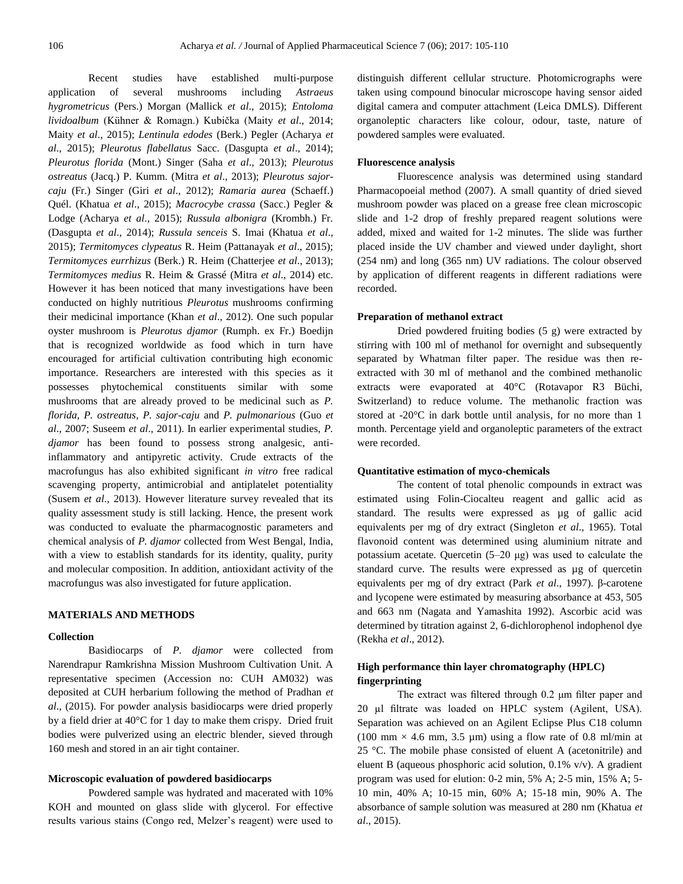Recent studies have established multi-purpose application of several mushrooms including *Astraeus hygrometricus* (Pers.) Morgan (Mallick *et al*., 2015); *Entoloma lividoalbum* (Kühner & Romagn.) Kubička (Maity *et al*., 2014; Maity *et al*., 2015); *Lentinula edodes* (Berk.) Pegler (Acharya *et al*., 2015); *Pleurotus flabellatus* Sacc. (Dasgupta *et al*., 2014); *Pleurotus florida* (Mont.) Singer (Saha *et al*., 2013); *Pleurotus ostreatus* (Jacq.) P. Kumm. (Mitra *et al*., 2013); *Pleurotus sajor-caju* (Fr.) Singer (Giri *et al*., 2012); *Ramaria aurea* (Schaeff.) Quél. (Khatua *et al*., 2015); *Macrocybe crassa* (Sacc.) Pegler & Lodge (Acharya *et al*., 2015); *Russula albonigra* (Krombh.) Fr. (Dasgupta *et al*., 2014); *Russula senceis* S. Imai (Khatua *et al*., 2015); *Termitomyces clypeatus* R. Heim (Pattanayak *et al*., 2015); *Termitomyces eurrhizus* (Berk.) R. Heim (Chatterjee *et al*., 2013); *Termitomyces medius* R. Heim & Grassé (Mitra *et al*., 2014) etc. However it has been noticed that many investigations have been conducted on highly nutritious *Pleurotus* mushrooms confirming their medicinal importance (Khan *et al*., 2012). One such popular oyster mushroom is *Pleurotus djamor* (Rumph. ex Fr.) Boedijn that is recognized worldwide as food which in turn have encouraged for artificial cultivation contributing high economic importance. Researchers are interested with this species as it possesses phytochemical constituents similar with some mushrooms that are already proved to be medicinal such as *P. florida, P. ostreatus, P. sajor-caju* and *P. pulmonarious* (Guo *et al*., 2007; Suseem *et al*., 2011). In earlier experimental studies, *P. djamor* has been found to possess strong analgesic, anti-inflammatory and antipyretic activity. Crude extracts of the macrofungus has also exhibited significant *in vitro* free radical scavenging property, antimicrobial and antiplatelet potentiality (Susem *et al*., 2013). However literature survey revealed that its quality assessment study is still lacking. Hence, the present work was conducted to evaluate the pharmacognostic parameters and chemical analysis of *P. djamor* collected from West Bengal, India, with a view to establish standards for its identity, quality, purity and molecular composition. In addition, antioxidant activity of the macrofungus was also investigated for future application.

## MATERIALS AND METHODS

### Collection

Basidiocarps of *P. djamor* were collected from Narendrapur Ramkrishna Mission Mushroom Cultivation Unit. A representative specimen (Accession no: CUH AM032) was deposited at CUH herbarium following the method of Pradhan *et al*., (2015). For powder analysis basidiocarps were dried properly by a field drier at 40°C for 1 day to make them crispy. Dried fruit bodies were pulverized using an electric blender, sieved through 160 mesh and stored in an air tight container.

### Microscopic evaluation of powdered basidiocarps

Powdered sample was hydrated and macerated with 10% KOH and mounted on glass slide with glycerol. For effective results various stains (Congo red, Melzer's reagent) were used to distinguish different cellular structure. Photomicrographs were taken using compound binocular microscope having sensor aided digital camera and computer attachment (Leica DMLS). Different organoleptic characters like colour, odour, taste, nature of powdered samples were evaluated.

### Fluorescence analysis

Fluorescence analysis was determined using standard Pharmacopoeial method (2007). A small quantity of dried sieved mushroom powder was placed on a grease free clean microscopic slide and 1-2 drop of freshly prepared reagent solutions were added, mixed and waited for 1-2 minutes. The slide was further placed inside the UV chamber and viewed under daylight, short (254 nm) and long (365 nm) UV radiations. The colour observed by application of different reagents in different radiations were recorded.

### Preparation of methanol extract

Dried powdered fruiting bodies (5 g) were extracted by stirring with 100 ml of methanol for overnight and subsequently separated by Whatman filter paper. The residue was then re-extracted with 30 ml of methanol and the combined methanolic extracts were evaporated at 40°C (Rotavapor R3 Büchi, Switzerland) to reduce volume. The methanolic fraction was stored at -20°C in dark bottle until analysis, for no more than 1 month. Percentage yield and organoleptic parameters of the extract were recorded.

### Quantitative estimation of myco-chemicals

The content of total phenolic compounds in extract was estimated using Folin-Ciocalteu reagent and gallic acid as standard. The results were expressed as µg of gallic acid equivalents per mg of dry extract (Singleton *et al*., 1965). Total flavonoid content was determined using aluminium nitrate and potassium acetate. Quercetin (5–20 µg) was used to calculate the standard curve. The results were expressed as µg of quercetin equivalents per mg of dry extract (Park *et al*., 1997). β-carotene and lycopene were estimated by measuring absorbance at 453, 505 and 663 nm (Nagata and Yamashita 1992). Ascorbic acid was determined by titration against 2, 6-dichlorophenol indophenol dye (Rekha *et al*., 2012).

### High performance thin layer chromatography (HPLC) fingerprinting

The extract was filtered through 0.2 µm filter paper and 20 µl filtrate was loaded on HPLC system (Agilent, USA). Separation was achieved on an Agilent Eclipse Plus C18 column (100 mm × 4.6 mm, 3.5 µm) using a flow rate of 0.8 ml/min at 25 °C. The mobile phase consisted of eluent A (acetonitrile) and eluent B (aqueous phosphoric acid solution, 0.1% v/v). A gradient program was used for elution: 0-2 min, 5% A; 2-5 min, 15% A; 5-10 min, 40% A; 10-15 min, 60% A; 15-18 min, 90% A. The absorbance of sample solution was measured at 280 nm (Khatua *et al*., 2015).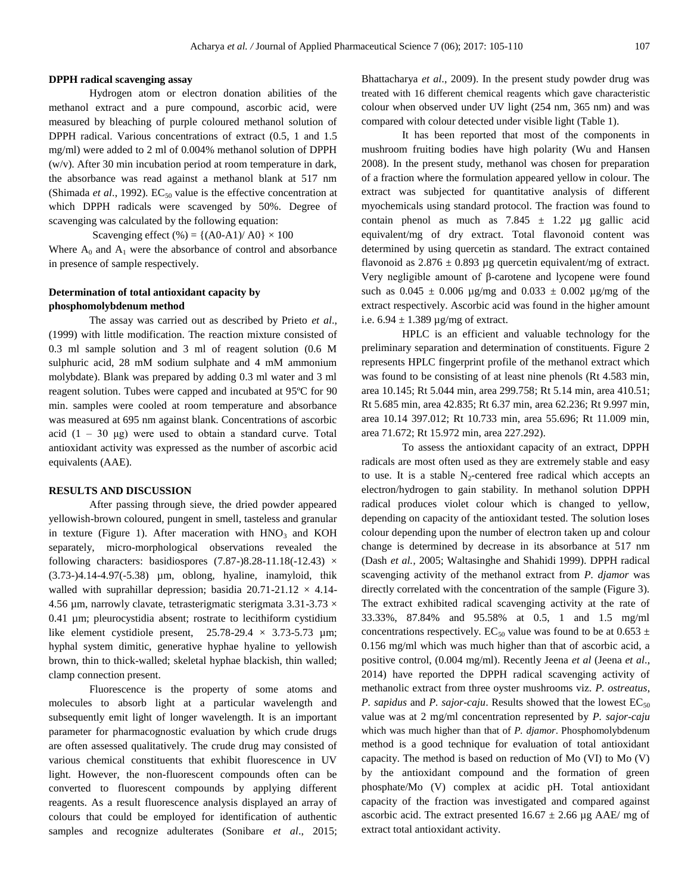**DPPH radical scavenging assay**

Hydrogen atom or electron donation abilities of the methanol extract and a pure compound, ascorbic acid, were measured by bleaching of purple coloured methanol solution of DPPH radical. Various concentrations of extract (0.5, 1 and 1.5 mg/ml) were added to 2 ml of 0.004% methanol solution of DPPH (w/v). After 30 min incubation period at room temperature in dark, the absorbance was read against a methanol blank at 517 nm (Shimada *et al*., 1992). $EC_{50}$ value is the effective concentration at which DPPH radicals were scavenged by 50%. Degree of scavenging was calculated by the following equation:

$$\text{Scavenging effect (\%)} = \{(A0\text{-}A1)/ A0\} \times 100$$

Where $A_0$ and $A_1$ were the absorbance of control and absorbance in presence of sample respectively.

**Determination of total antioxidant capacity by phosphomolybdenum method**

The assay was carried out as described by Prieto *et al*., (1999) with little modification. The reaction mixture consisted of 0.3 ml sample solution and 3 ml of reagent solution (0.6 M sulphuric acid, 28 mM sodium sulphate and 4 mM ammonium molybdate). Blank was prepared by adding 0.3 ml water and 3 ml reagent solution. Tubes were capped and incubated at 95ºC for 90 min. samples were cooled at room temperature and absorbance was measured at 695 nm against blank. Concentrations of ascorbic acid (1 – 30 µg) were used to obtain a standard curve. Total antioxidant activity was expressed as the number of ascorbic acid equivalents (AAE).

**RESULTS AND DISCUSSION**

After passing through sieve, the dried powder appeared yellowish-brown coloured, pungent in smell, tasteless and granular in texture (Figure 1). After maceration with $HNO_3$ and KOH separately, micro-morphological observations revealed the following characters: basidiospores (7.87-)8.28-11.18(-12.43) × (3.73-)4.14-4.97(-5.38) µm, oblong, hyaline, inamyloid, thik walled with suprahillar depression; basidia 20.71-21.12 × 4.14-4.56 µm, narrowly clavate, tetrasterigmatic sterigmata 3.31-3.73 × 0.41 µm; pleurocystidia absent; rostrate to lecithiform cystidium like element cystidiole present, 25.78-29.4 × 3.73-5.73 µm; hyphal system dimitic, generative hyphae hyaline to yellowish brown, thin to thick-walled; skeletal hyphae blackish, thin walled; clamp connection present.

Fluorescence is the property of some atoms and molecules to absorb light at a particular wavelength and subsequently emit light of longer wavelength. It is an important parameter for pharmacognostic evaluation by which crude drugs are often assessed qualitatively. The crude drug may consisted of various chemical constituents that exhibit fluorescence in UV light. However, the non-fluorescent compounds often can be converted to fluorescent compounds by applying different reagents. As a result fluorescence analysis displayed an array of colours that could be employed for identification of authentic samples and recognize adulterates (Sonibare *et al*., 2015; Bhattacharya *et al*., 2009). In the present study powder drug was treated with 16 different chemical reagents which gave characteristic colour when observed under UV light (254 nm, 365 nm) and was compared with colour detected under visible light (Table 1).

It has been reported that most of the components in mushroom fruiting bodies have high polarity (Wu and Hansen 2008). In the present study, methanol was chosen for preparation of a fraction where the formulation appeared yellow in colour. The extract was subjected for quantitative analysis of different myochemicals using standard protocol. The fraction was found to contain phenol as much as 7.845 ± 1.22 µg gallic acid equivalent/mg of dry extract. Total flavonoid content was determined by using quercetin as standard. The extract contained flavonoid as 2.876 ± 0.893 µg quercetin equivalent/mg of extract. Very negligible amount of β-carotene and lycopene were found such as 0.045 ± 0.006 µg/mg and 0.033 ± 0.002 µg/mg of the extract respectively. Ascorbic acid was found in the higher amount i.e. 6.94 ± 1.389 µg/mg of extract.

HPLC is an efficient and valuable technology for the preliminary separation and determination of constituents. Figure 2 represents HPLC fingerprint profile of the methanol extract which was found to be consisting of at least nine phenols (Rt 4.583 min, area 10.145; Rt 5.044 min, area 299.758; Rt 5.14 min, area 410.51; Rt 5.685 min, area 42.835; Rt 6.37 min, area 62.236; Rt 9.997 min, area 10.14 397.012; Rt 10.733 min, area 55.696; Rt 11.009 min, area 71.672; Rt 15.972 min, area 227.292).

To assess the antioxidant capacity of an extract, DPPH radicals are most often used as they are extremely stable and easy to use. It is a stable $N_2$-centered free radical which accepts an electron/hydrogen to gain stability. In methanol solution DPPH radical produces violet colour which is changed to yellow, depending on capacity of the antioxidant tested. The solution loses colour depending upon the number of electron taken up and colour change is determined by decrease in its absorbance at 517 nm (Dash *et al.,* 2005; Waltasinghe and Shahidi 1999). DPPH radical scavenging activity of the methanol extract from *P. djamor* was directly correlated with the concentration of the sample (Figure 3). The extract exhibited radical scavenging activity at the rate of 33.33%, 87.84% and 95.58% at 0.5, 1 and 1.5 mg/ml concentrations respectively. $EC_{50}$ value was found to be at 0.653 ± 0.156 mg/ml which was much higher than that of ascorbic acid, a positive control, (0.004 mg/ml). Recently Jeena *et al* (Jeena *et al*., 2014) have reported the DPPH radical scavenging activity of methanolic extract from three oyster mushrooms viz. *P. ostreatus*, *P. sapidus* and *P. sajor-caju*. Results showed that the lowest $EC_{50}$ value was at 2 mg/ml concentration represented by *P. sajor-caju* which was much higher than that of *P. djamor*. Phosphomolybdenum method is a good technique for evaluation of total antioxidant capacity. The method is based on reduction of Mo (VI) to Mo (V) by the antioxidant compound and the formation of green phosphate/Mo (V) complex at acidic pH. Total antioxidant capacity of the fraction was investigated and compared against ascorbic acid. The extract presented 16.67 ± 2.66 µg AAE/ mg of extract total antioxidant activity.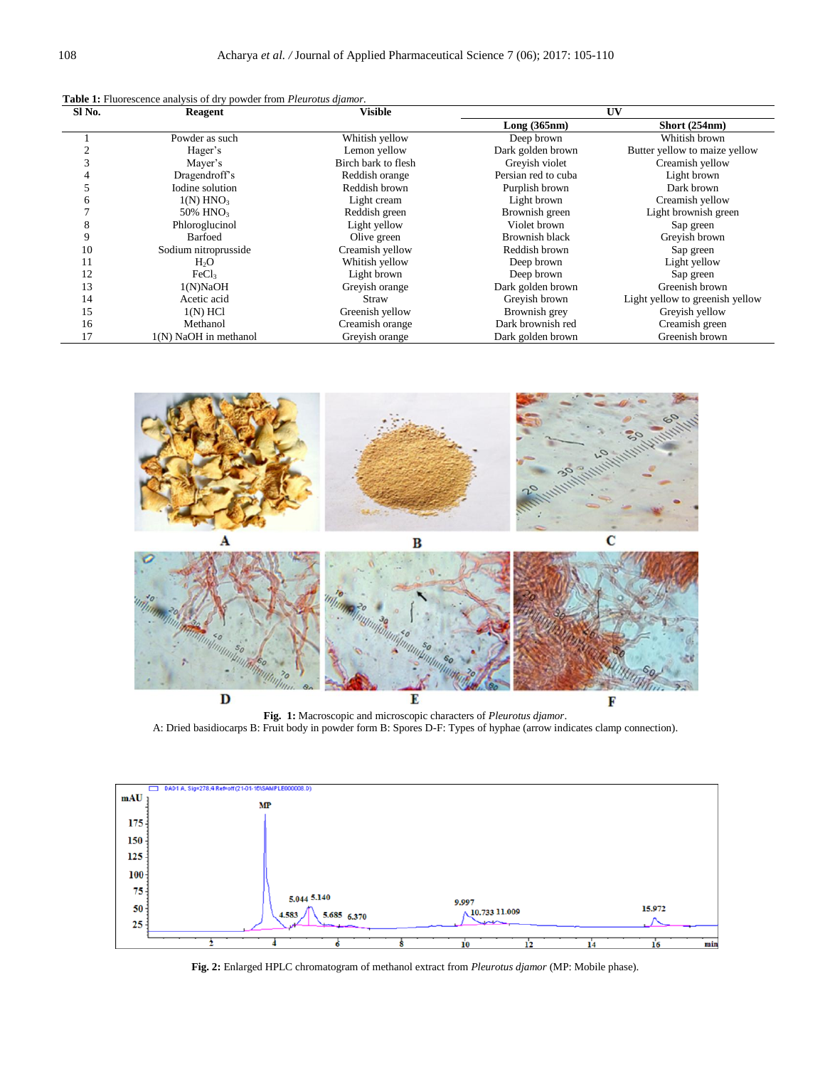**Table 1:** Fluorescence analysis of dry powder from *Pleurotus djamor*.

| Sl No. | Reagent | Visible | UV | |
|---|---|---|---|---|
| | | | Long (365nm) | Short (254nm) |
| 1 | Powder as such | Whitish yellow | Deep brown | Whitish brown |
| 2 | Hager's | Lemon yellow | Dark golden brown | Butter yellow to maize yellow |
| 3 | Mayer's | Birch bark to flesh | Greyish violet | Creamish yellow |
| 4 | Dragendroff's | Reddish orange | Persian red to cuba | Light brown |
| 5 | Iodine solution | Reddish brown | Purplish brown | Dark brown |
| 6 | 1(N) $HNO_3$ | Light cream | Light brown | Creamish yellow |
| 7 | 50% $HNO_3$ | Reddish green | Brownish green | Light brownish green |
| 8 | Phloroglucinol | Light yellow | Violet brown | Sap green |
| 9 | Barfoed | Olive green | Brownish black | Greyish brown |
| 10 | Sodium nitroprusside | Creamish yellow | Reddish brown | Sap green |
| 11 | $H_2O$ | Whitish yellow | Deep brown | Light yellow |
| 12 | $FeCl_3$ | Light brown | Deep brown | Sap green |
| 13 | 1(N)NaOH | Greyish orange | Dark golden brown | Greenish brown |
| 14 | Acetic acid | Straw | Greyish brown | Light yellow to greenish yellow |
| 15 | 1(N) HCl | Greenish yellow | Brownish grey | Greyish yellow |
| 16 | Methanol | Creamish orange | Dark brownish red | Creamish green |
| 17 | 1(N) NaOH in methanol | Greyish orange | Dark golden brown | Greenish brown |

**Fig. 1:** Macroscopic and microscopic characters of *Pleurotus djamor*.
A: Dried basidiocarps B: Fruit body in powder form B: Spores D-F: Types of hyphae (arrow indicates clamp connection).

**Fig. 2:** Enlarged HPLC chromatogram of methanol extract from *Pleurotus djamor* (MP: Mobile phase).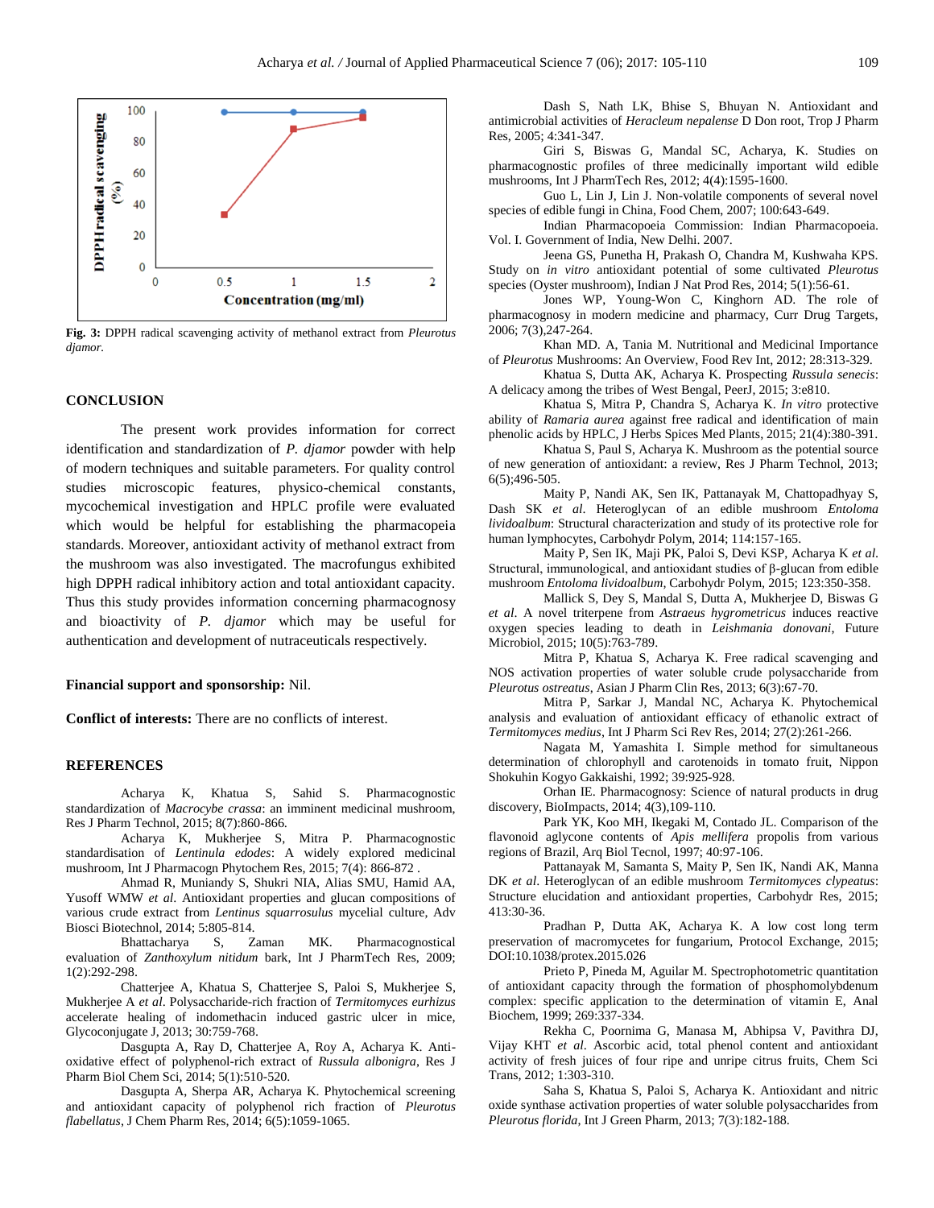Fig. 3: DPPH radical scavenging activity of methanol extract from *Pleurotus djamor*.

## CONCLUSION

The present work provides information for correct identification and standardization of *P. djamor* powder with help of modern techniques and suitable parameters. For quality control studies microscopic features, physico-chemical constants, mycochemical investigation and HPLC profile were evaluated which would be helpful for establishing the pharmacopeia standards. Moreover, antioxidant activity of methanol extract from the mushroom was also investigated. The macrofungus exhibited high DPPH radical inhibitory action and total antioxidant capacity. Thus this study provides information concerning pharmacognosy and bioactivity of *P. djamor* which may be useful for authentication and development of nutraceuticals respectively.

**Financial support and sponsorship:** Nil.

**Conflict of interests:** There are no conflicts of interest.

## REFERENCES

Acharya K, Khatua S, Sahid S. Pharmacognostic standardization of *Macrocybe crassa*: an imminent medicinal mushroom, Res J Pharm Technol, 2015; 8(7):860-866.

Acharya K, Mukherjee S, Mitra P. Pharmacognostic standardisation of *Lentinula edodes*: A widely explored medicinal mushroom, Int J Pharmacogn Phytochem Res, 2015; 7(4): 866-872 .

Ahmad R, Muniandy S, Shukri NIA, Alias SMU, Hamid AA, Yusoff WMW *et al*. Antioxidant properties and glucan compositions of various crude extract from *Lentinus squarrosulus* mycelial culture, Adv Biosci Biotechnol, 2014; 5:805-814.

Bhattacharya S, Zaman MK. Pharmacognostical evaluation of *Zanthoxylum nitidum* bark, Int J PharmTech Res, 2009; 1(2):292-298.

Chatterjee A, Khatua S, Chatterjee S, Paloi S, Mukherjee S, Mukherjee A *et al*. Polysaccharide-rich fraction of *Termitomyces eurhizus* accelerate healing of indomethacin induced gastric ulcer in mice, Glycoconjugate J, 2013; 30:759-768.

Dasgupta A, Ray D, Chatterjee A, Roy A, Acharya K. Anti-oxidative effect of polyphenol-rich extract of *Russula albonigra*, Res J Pharm Biol Chem Sci, 2014; 5(1):510-520.

Dasgupta A, Sherpa AR, Acharya K. Phytochemical screening and antioxidant capacity of polyphenol rich fraction of *Pleurotus flabellatus*, J Chem Pharm Res, 2014; 6(5):1059-1065.

Dash S, Nath LK, Bhise S, Bhuyan N. Antioxidant and antimicrobial activities of *Heracleum nepalense* D Don root, Trop J Pharm Res, 2005; 4:341-347.

Giri S, Biswas G, Mandal SC, Acharya, K. Studies on pharmacognostic profiles of three medicinally important wild edible mushrooms, Int J PharmTech Res, 2012; 4(4):1595-1600.

Guo L, Lin J, Lin J. Non-volatile components of several novel species of edible fungi in China, Food Chem, 2007; 100:643-649.

Indian Pharmacopoeia Commission: Indian Pharmacopoeia. Vol. I. Government of India, New Delhi. 2007.

Jeena GS, Punetha H, Prakash O, Chandra M, Kushwaha KPS. Study on *in vitro* antioxidant potential of some cultivated *Pleurotus* species (Oyster mushroom), Indian J Nat Prod Res, 2014; 5(1):56-61.

Jones WP, Young-Won C, Kinghorn AD. The role of pharmacognosy in modern medicine and pharmacy, Curr Drug Targets, 2006; 7(3),247-264.

Khan MD. A, Tania M. Nutritional and Medicinal Importance of *Pleurotus* Mushrooms: An Overview, Food Rev Int, 2012; 28:313-329.

Khatua S, Dutta AK, Acharya K. Prospecting *Russula senecis*: A delicacy among the tribes of West Bengal, PeerJ, 2015; 3:e810.

Khatua S, Mitra P, Chandra S, Acharya K. *In vitro* protective ability of *Ramaria aurea* against free radical and identification of main phenolic acids by HPLC, J Herbs Spices Med Plants, 2015; 21(4):380-391.

Khatua S, Paul S, Acharya K. Mushroom as the potential source of new generation of antioxidant: a review, Res J Pharm Technol, 2013; 6(5);496-505.

Maity P, Nandi AK, Sen IK, Pattanayak M, Chattopadhyay S, Dash SK *et al*. Heteroglycan of an edible mushroom *Entoloma lividoalbum*: Structural characterization and study of its protective role for human lymphocytes, Carbohydr Polym, 2014; 114:157-165.

Maity P, Sen IK, Maji PK, Paloi S, Devi KSP, Acharya K *et al*. Structural, immunological, and antioxidant studies of β-glucan from edible mushroom *Entoloma lividoalbum*, Carbohydr Polym, 2015; 123:350-358.

Mallick S, Dey S, Mandal S, Dutta A, Mukherjee D, Biswas G *et al*. A novel triterpene from *Astraeus hygrometricus* induces reactive oxygen species leading to death in *Leishmania donovani*, Future Microbiol, 2015; 10(5):763-789.

Mitra P, Khatua S, Acharya K. Free radical scavenging and NOS activation properties of water soluble crude polysaccharide from *Pleurotus ostreatus*, Asian J Pharm Clin Res, 2013; 6(3):67-70.

Mitra P, Sarkar J, Mandal NC, Acharya K. Phytochemical analysis and evaluation of antioxidant efficacy of ethanolic extract of *Termitomyces medius*, Int J Pharm Sci Rev Res, 2014; 27(2):261-266.

Nagata M, Yamashita I. Simple method for simultaneous determination of chlorophyll and carotenoids in tomato fruit, Nippon Shokuhin Kogyo Gakkaishi, 1992; 39:925-928.

Orhan IE. Pharmacognosy: Science of natural products in drug discovery, BioImpacts, 2014; 4(3),109-110.

Park YK, Koo MH, Ikegaki M, Contado JL. Comparison of the flavonoid aglycone contents of *Apis mellifera* propolis from various regions of Brazil, Arq Biol Tecnol, 1997; 40:97-106.

Pattanayak M, Samanta S, Maity P, Sen IK, Nandi AK, Manna DK *et al*. Heteroglycan of an edible mushroom *Termitomyces clypeatus*: Structure elucidation and antioxidant properties, Carbohydr Res, 2015; 413:30-36.

Pradhan P, Dutta AK, Acharya K. A low cost long term preservation of macromycetes for fungarium, Protocol Exchange, 2015; DOI:10.1038/protex.2015.026

Prieto P, Pineda M, Aguilar M. Spectrophotometric quantitation of antioxidant capacity through the formation of phosphomolybdenum complex: specific application to the determination of vitamin E, Anal Biochem, 1999; 269:337-334.

Rekha C, Poornima G, Manasa M, Abhipsa V, Pavithra DJ, Vijay KHT *et al*. Ascorbic acid, total phenol content and antioxidant activity of fresh juices of four ripe and unripe citrus fruits, Chem Sci Trans, 2012; 1:303-310.

Saha S, Khatua S, Paloi S, Acharya K. Antioxidant and nitric oxide synthase activation properties of water soluble polysaccharides from *Pleurotus florida*, Int J Green Pharm, 2013; 7(3):182-188.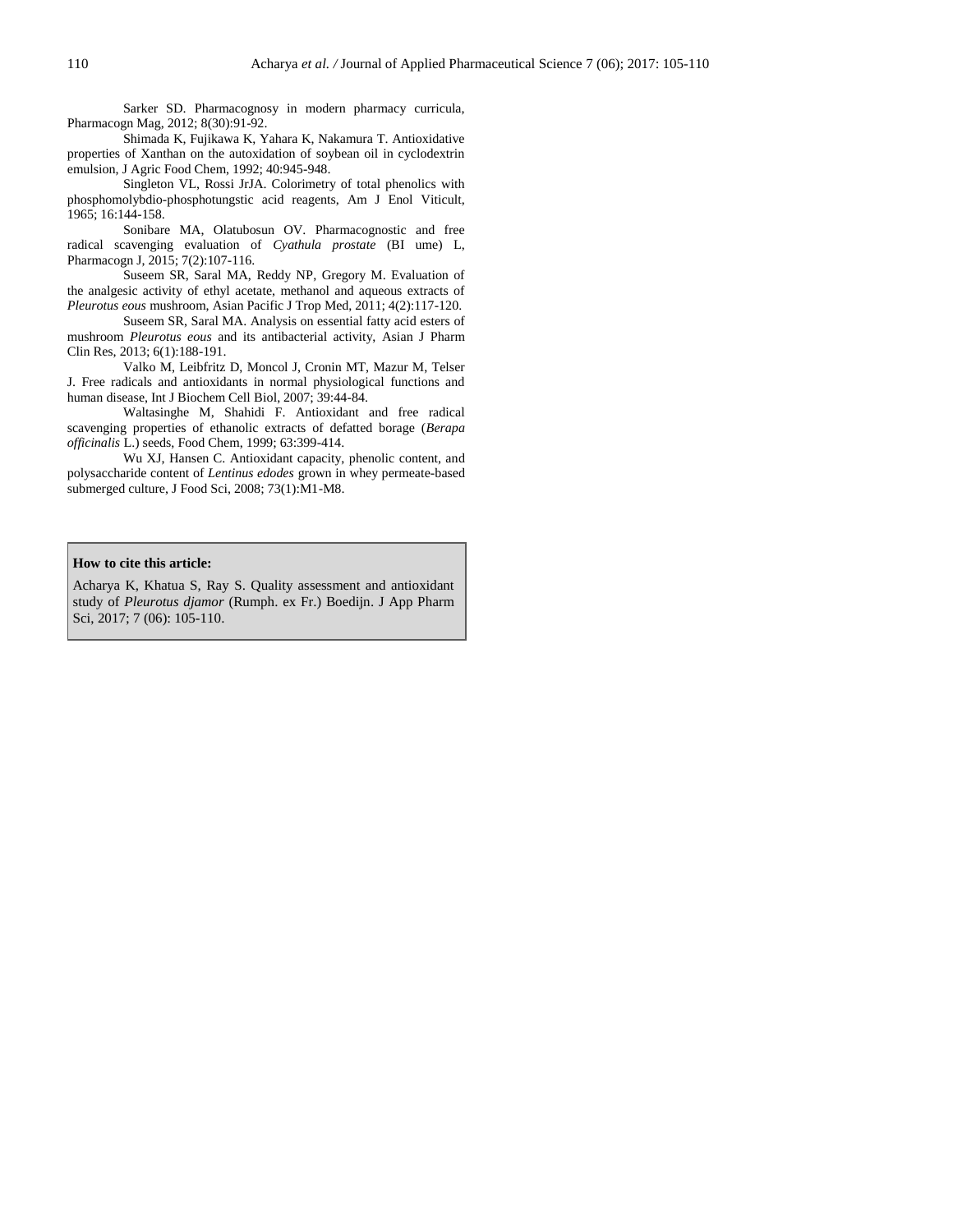Sarker SD. Pharmacognosy in modern pharmacy curricula, Pharmacogn Mag, 2012; 8(30):91-92.

Shimada K, Fujikawa K, Yahara K, Nakamura T. Antioxidative properties of Xanthan on the autoxidation of soybean oil in cyclodextrin emulsion, J Agric Food Chem, 1992; 40:945-948.

Singleton VL, Rossi JrJA. Colorimetry of total phenolics with phosphomolybdio-phosphotungstic acid reagents, Am J Enol Viticult, 1965; 16:144-158.

Sonibare MA, Olatubosun OV. Pharmacognostic and free radical scavenging evaluation of *Cyathula prostate* (BI ume) L, Pharmacogn J, 2015; 7(2):107-116.

Suseem SR, Saral MA, Reddy NP, Gregory M. Evaluation of the analgesic activity of ethyl acetate, methanol and aqueous extracts of *Pleurotus eous* mushroom, Asian Pacific J Trop Med, 2011; 4(2):117-120.

Suseem SR, Saral MA. Analysis on essential fatty acid esters of mushroom *Pleurotus eous* and its antibacterial activity, Asian J Pharm Clin Res, 2013; 6(1):188-191.

Valko M, Leibfritz D, Moncol J, Cronin MT, Mazur M, Telser J. Free radicals and antioxidants in normal physiological functions and human disease, Int J Biochem Cell Biol, 2007; 39:44-84.

Waltasinghe M, Shahidi F. Antioxidant and free radical scavenging properties of ethanolic extracts of defatted borage (*Berapa officinalis* L.) seeds, Food Chem, 1999; 63:399-414.

Wu XJ, Hansen C. Antioxidant capacity, phenolic content, and polysaccharide content of *Lentinus edodes* grown in whey permeate-based submerged culture, J Food Sci, 2008; 73(1):M1-M8.

**How to cite this article:**

Acharya K, Khatua S, Ray S. Quality assessment and antioxidant study of *Pleurotus djamor* (Rumph. ex Fr.) Boedijn. J App Pharm Sci, 2017; 7 (06): 105-110.